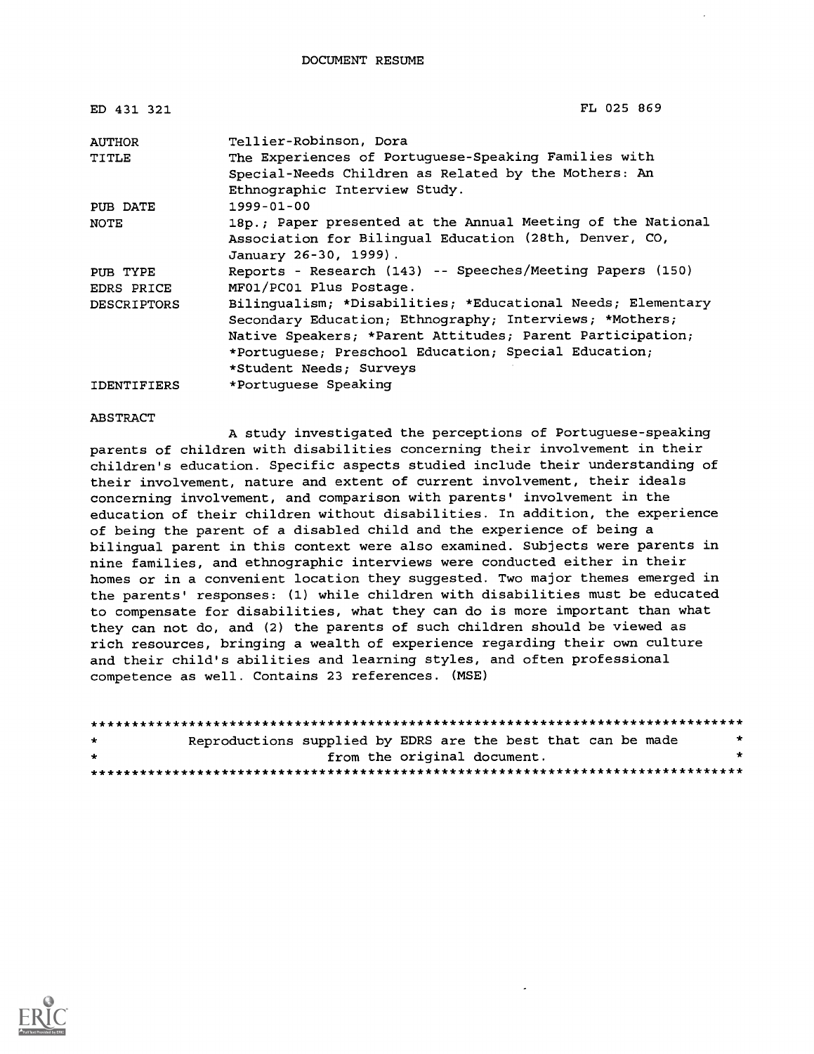# DOCUMENT RESUME

| | |
|---|---|
| ED 431 321 | FL 025 869 |
| AUTHOR | Tellier-Robinson, Dora |
| TITLE | The Experiences of Portuguese-Speaking Families with Special-Needs Children as Related by the Mothers: An Ethnographic Interview Study. |
| PUB DATE | 1999-01-00 |
| NOTE | 18p.; Paper presented at the Annual Meeting of the National Association for Bilingual Education (28th, Denver, CO, January 26-30, 1999). |
| PUB TYPE | Reports - Research (143) -- Speeches/Meeting Papers (150) |
| EDRS PRICE | MF01/PC01 Plus Postage. |
| DESCRIPTORS | Bilingualism; *Disabilities; *Educational Needs; Elementary Secondary Education; Ethnography; Interviews; *Mothers; Native Speakers; *Parent Attitudes; Parent Participation; *Portuguese; Preschool Education; Special Education; *Student Needs; Surveys |
| IDENTIFIERS | *Portuguese Speaking |

ABSTRACT

A study investigated the perceptions of Portuguese-speaking parents of children with disabilities concerning their involvement in their children's education. Specific aspects studied include their understanding of their involvement, nature and extent of current involvement, their ideals concerning involvement, and comparison with parents' involvement in the education of their children without disabilities. In addition, the experience of being the parent of a disabled child and the experience of being a bilingual parent in this context were also examined. Subjects were parents in nine families, and ethnographic interviews were conducted either in their homes or in a convenient location they suggested. Two major themes emerged in the parents' responses: (1) while children with disabilities must be educated to compensate for disabilities, what they can do is more important than what they can not do, and (2) the parents of such children should be viewed as rich resources, bringing a wealth of experience regarding their own culture and their child's abilities and learning styles, and often professional competence as well. Contains 23 references. (MSE)

********************************************************************************
* Reproductions supplied by EDRS are the best that can be made *
* from the original document. *
********************************************************************************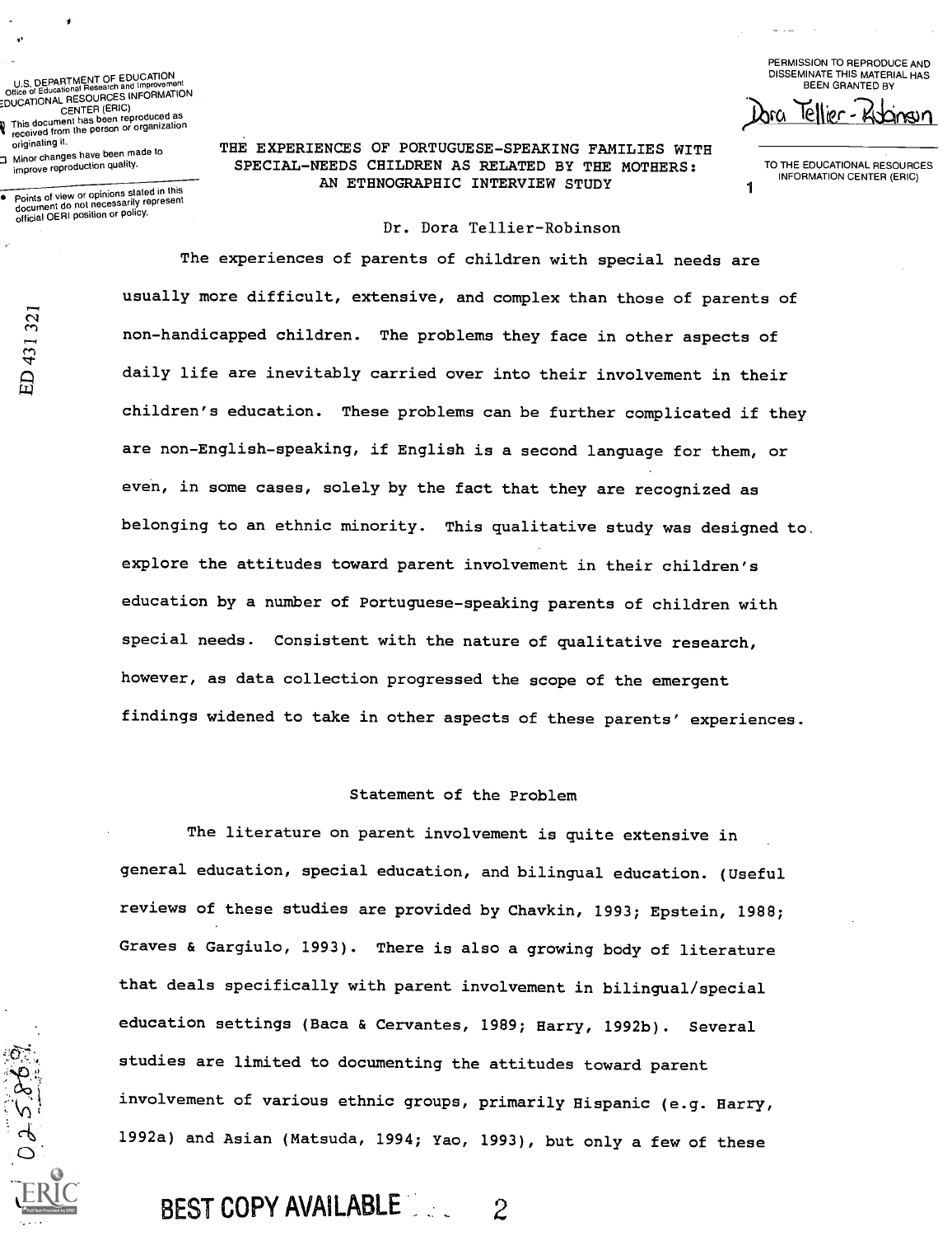# THE EXPERIENCES OF PORTUGUESE-SPEAKING FAMILIES WITH SPECIAL-NEEDS CHILDREN AS RELATED BY THE MOTHERS: AN ETHNOGRAPHIC INTERVIEW STUDY

Dr. Dora Tellier-Robinson

The experiences of parents of children with special needs are usually more difficult, extensive, and complex than those of parents of non-handicapped children. The problems they face in other aspects of daily life are inevitably carried over into their involvement in their children's education. These problems can be further complicated if they are non-English-speaking, if English is a second language for them, or even, in some cases, solely by the fact that they are recognized as belonging to an ethnic minority. This qualitative study was designed to explore the attitudes toward parent involvement in their children's education by a number of Portuguese-speaking parents of children with special needs. Consistent with the nature of qualitative research, however, as data collection progressed the scope of the emergent findings widened to take in other aspects of these parents' experiences.

## Statement of the Problem

The literature on parent involvement is quite extensive in general education, special education, and bilingual education. (Useful reviews of these studies are provided by Chavkin, 1993; Epstein, 1988; Graves & Gargiulo, 1993). There is also a growing body of literature that deals specifically with parent involvement in bilingual/special education settings (Baca & Cervantes, 1989; Harry, 1992b). Several studies are limited to documenting the attitudes toward parent involvement of various ethnic groups, primarily Hispanic (e.g. Harry, 1992a) and Asian (Matsuda, 1994; Yao, 1993), but only a few of these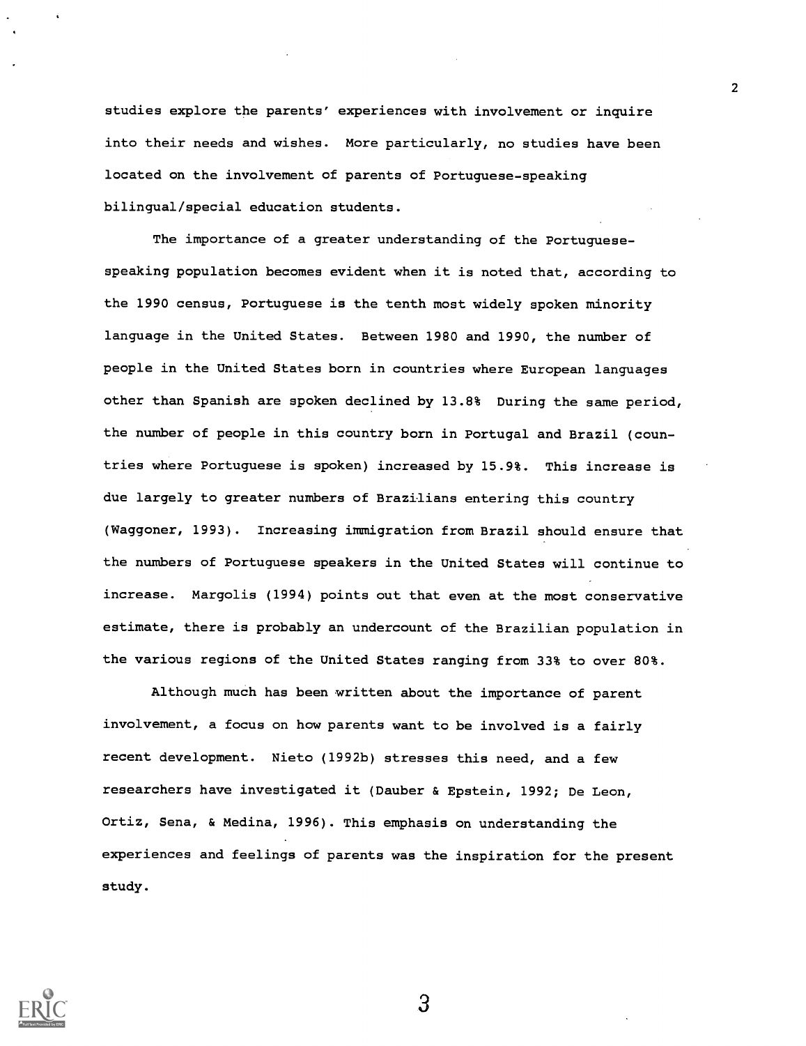studies explore the parents' experiences with involvement or inquire into their needs and wishes. More particularly, no studies have been located on the involvement of parents of Portuguese-speaking bilingual/special education students.

The importance of a greater understanding of the Portuguese-speaking population becomes evident when it is noted that, according to the 1990 census, Portuguese is the tenth most widely spoken minority language in the United States. Between 1980 and 1990, the number of people in the United States born in countries where European languages other than Spanish are spoken declined by 13.8% During the same period, the number of people in this country born in Portugal and Brazil (countries where Portuguese is spoken) increased by 15.9%. This increase is due largely to greater numbers of Brazilians entering this country (Waggoner, 1993). Increasing immigration from Brazil should ensure that the numbers of Portuguese speakers in the United States will continue to increase. Margolis (1994) points out that even at the most conservative estimate, there is probably an undercount of the Brazilian population in the various regions of the United States ranging from 33% to over 80%.

Although much has been written about the importance of parent involvement, a focus on how parents want to be involved is a fairly recent development. Nieto (1992b) stresses this need, and a few researchers have investigated it (Dauber & Epstein, 1992; De Leon, Ortiz, Sena, & Medina, 1996). This emphasis on understanding the experiences and feelings of parents was the inspiration for the present study.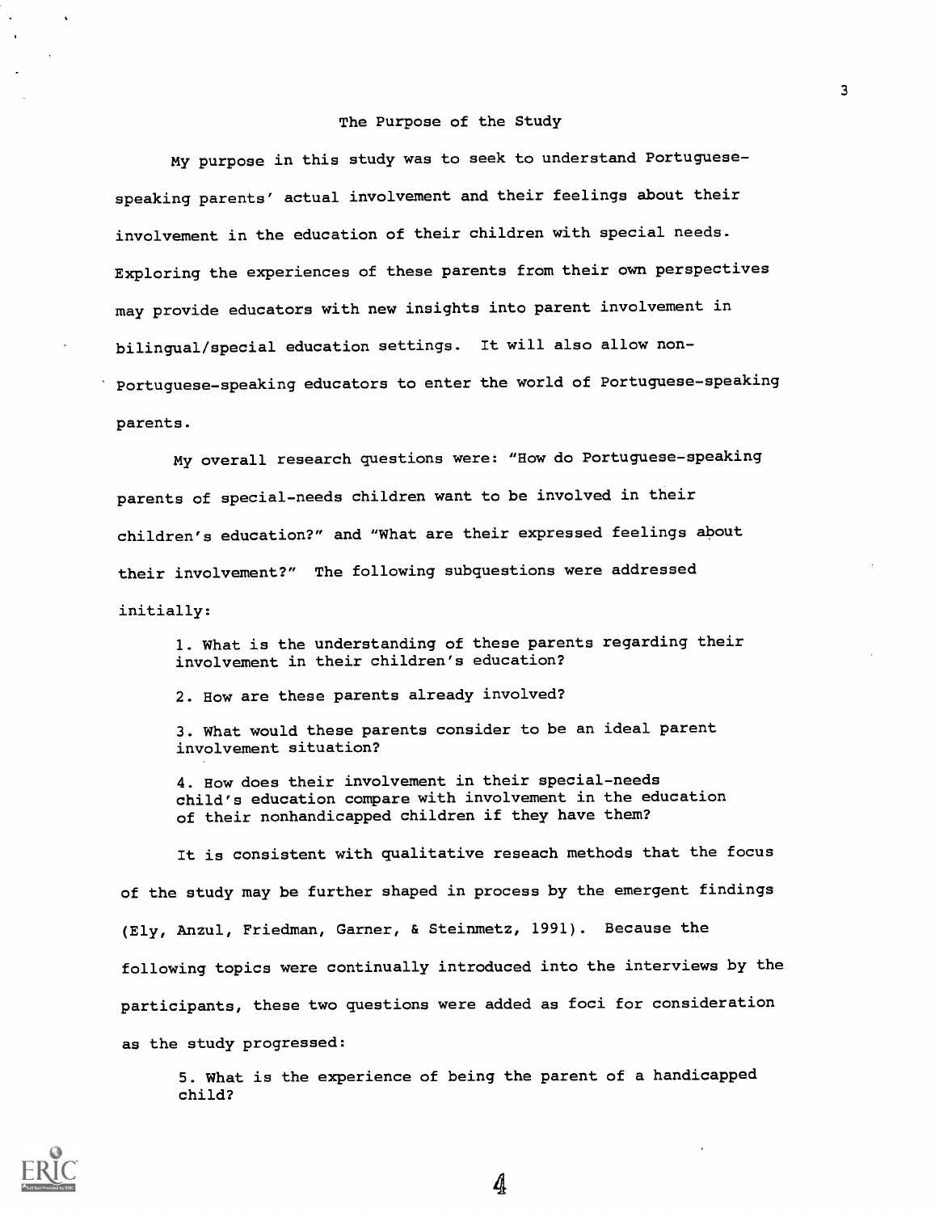## The Purpose of the Study

My purpose in this study was to seek to understand Portuguese-speaking parents' actual involvement and their feelings about their involvement in the education of their children with special needs. Exploring the experiences of these parents from their own perspectives may provide educators with new insights into parent involvement in bilingual/special education settings. It will also allow non-Portuguese-speaking educators to enter the world of Portuguese-speaking parents.

My overall research questions were: "How do Portuguese-speaking parents of special-needs children want to be involved in their children's education?" and "What are their expressed feelings about their involvement?" The following subquestions were addressed initially:

1. What is the understanding of these parents regarding their involvement in their children's education?

2. How are these parents already involved?

3. What would these parents consider to be an ideal parent involvement situation?

4. How does their involvement in their special-needs child's education compare with involvement in the education of their nonhandicapped children if they have them?

It is consistent with qualitative reseach methods that the focus of the study may be further shaped in process by the emergent findings (Ely, Anzul, Friedman, Garner, & Steinmetz, 1991). Because the following topics were continually introduced into the interviews by the participants, these two questions were added as foci for consideration as the study progressed:

5. What is the experience of being the parent of a handicapped child?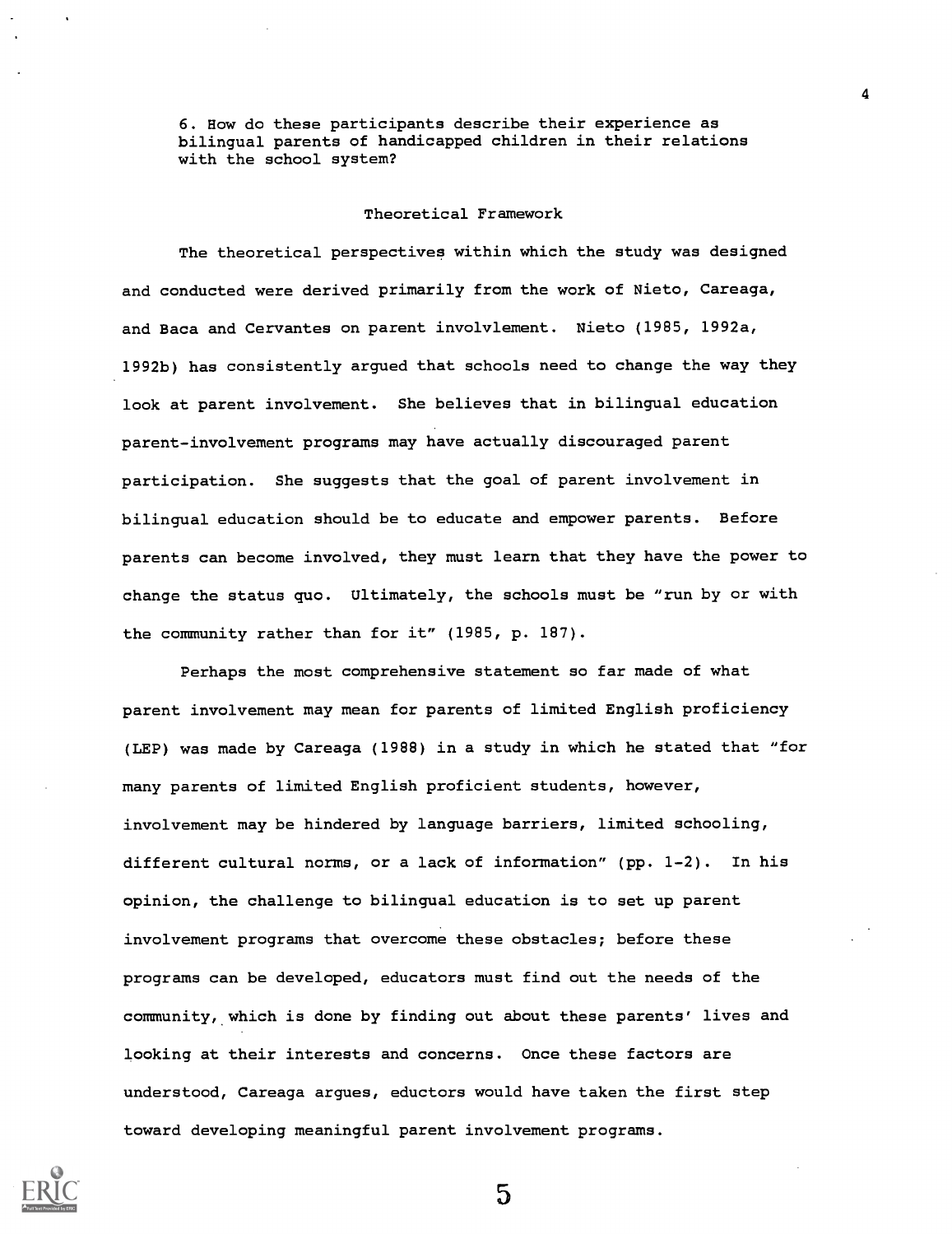6. How do these participants describe their experience as bilingual parents of handicapped children in their relations with the school system?

## Theoretical Framework

The theoretical perspectives within which the study was designed and conducted were derived primarily from the work of Nieto, Careaga, and Baca and Cervantes on parent involvlement. Nieto (1985, 1992a, 1992b) has consistently argued that schools need to change the way they look at parent involvement. She believes that in bilingual education parent-involvement programs may have actually discouraged parent participation. She suggests that the goal of parent involvement in bilingual education should be to educate and empower parents. Before parents can become involved, they must learn that they have the power to change the status quo. Ultimately, the schools must be "run by or with the community rather than for it" (1985, p. 187).

Perhaps the most comprehensive statement so far made of what parent involvement may mean for parents of limited English proficiency (LEP) was made by Careaga (1988) in a study in which he stated that "for many parents of limited English proficient students, however, involvement may be hindered by language barriers, limited schooling, different cultural norms, or a lack of information" (pp. 1-2). In his opinion, the challenge to bilingual education is to set up parent involvement programs that overcome these obstacles; before these programs can be developed, educators must find out the needs of the community, which is done by finding out about these parents' lives and looking at their interests and concerns. Once these factors are understood, Careaga argues, eductors would have taken the first step toward developing meaningful parent involvement programs.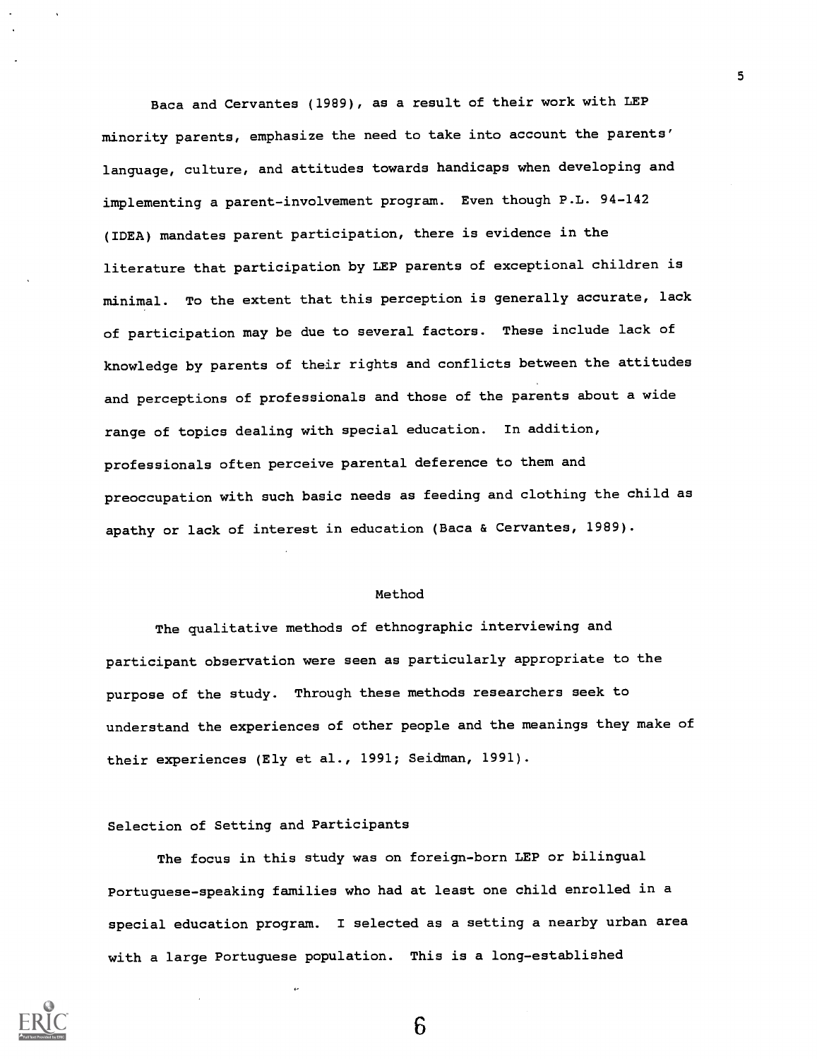Baca and Cervantes (1989), as a result of their work with LEP minority parents, emphasize the need to take into account the parents' language, culture, and attitudes towards handicaps when developing and implementing a parent-involvement program. Even though P.L. 94-142 (IDEA) mandates parent participation, there is evidence in the literature that participation by LEP parents of exceptional children is minimal. To the extent that this perception is generally accurate, lack of participation may be due to several factors. These include lack of knowledge by parents of their rights and conflicts between the attitudes and perceptions of professionals and those of the parents about a wide range of topics dealing with special education. In addition, professionals often perceive parental deference to them and preoccupation with such basic needs as feeding and clothing the child as apathy or lack of interest in education (Baca & Cervantes, 1989).

## Method

The qualitative methods of ethnographic interviewing and participant observation were seen as particularly appropriate to the purpose of the study. Through these methods researchers seek to understand the experiences of other people and the meanings they make of their experiences (Ely et al., 1991; Seidman, 1991).

### Selection of Setting and Participants

The focus in this study was on foreign-born LEP or bilingual Portuguese-speaking families who had at least one child enrolled in a special education program. I selected as a setting a nearby urban area with a large Portuguese population. This is a long-established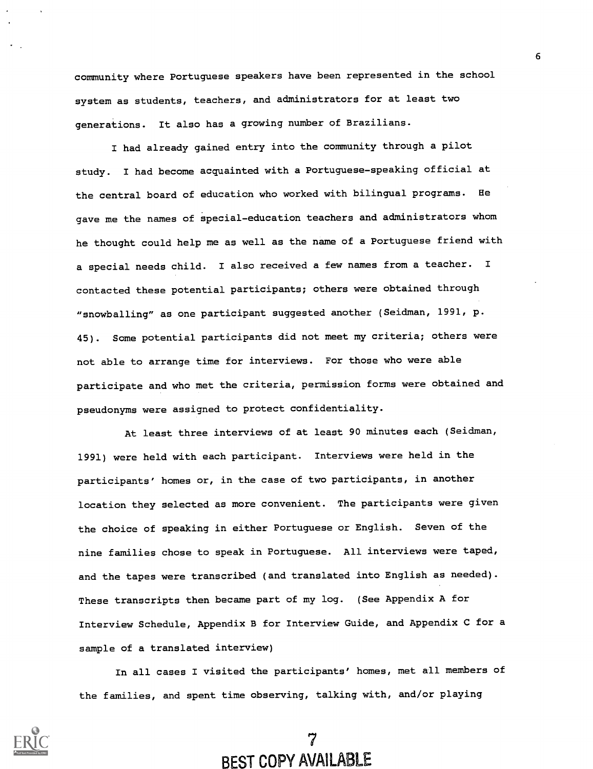community where Portuguese speakers have been represented in the school system as students, teachers, and administrators for at least two generations. It also has a growing number of Brazilians.

I had already gained entry into the community through a pilot study. I had become acquainted with a Portuguese-speaking official at the central board of education who worked with bilingual programs. He gave me the names of special-education teachers and administrators whom he thought could help me as well as the name of a Portuguese friend with a special needs child. I also received a few names from a teacher. I contacted these potential participants; others were obtained through "snowballing" as one participant suggested another (Seidman, 1991, p. 45). Some potential participants did not meet my criteria; others were not able to arrange time for interviews. For those who were able participate and who met the criteria, permission forms were obtained and pseudonyms were assigned to protect confidentiality.

At least three interviews of at least 90 minutes each (Seidman, 1991) were held with each participant. Interviews were held in the participants' homes or, in the case of two participants, in another location they selected as more convenient. The participants were given the choice of speaking in either Portuguese or English. Seven of the nine families chose to speak in Portuguese. All interviews were taped, and the tapes were transcribed (and translated into English as needed). These transcripts then became part of my log. (See Appendix A for Interview Schedule, Appendix B for Interview Guide, and Appendix C for a sample of a translated interview)

In all cases I visited the participants' homes, met all members of the families, and spent time observing, talking with, and/or playing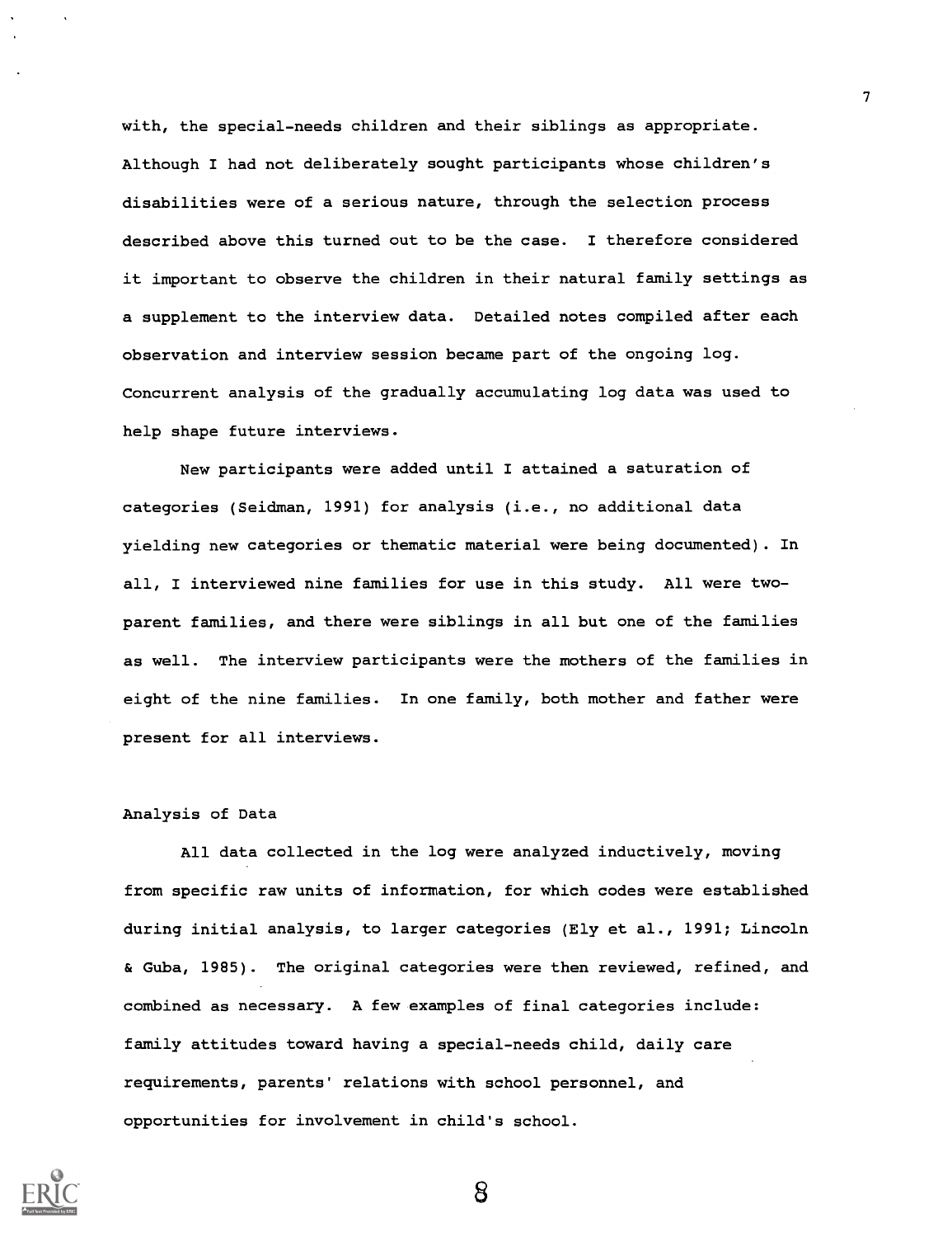with, the special-needs children and their siblings as appropriate. Although I had not deliberately sought participants whose children's disabilities were of a serious nature, through the selection process described above this turned out to be the case. I therefore considered it important to observe the children in their natural family settings as a supplement to the interview data. Detailed notes compiled after each observation and interview session became part of the ongoing log. Concurrent analysis of the gradually accumulating log data was used to help shape future interviews.

New participants were added until I attained a saturation of categories (Seidman, 1991) for analysis (i.e., no additional data yielding new categories or thematic material were being documented). In all, I interviewed nine families for use in this study. All were two-parent families, and there were siblings in all but one of the families as well. The interview participants were the mothers of the families in eight of the nine families. In one family, both mother and father were present for all interviews.

## Analysis of Data

All data collected in the log were analyzed inductively, moving from specific raw units of information, for which codes were established during initial analysis, to larger categories (Ely et al., 1991; Lincoln & Guba, 1985). The original categories were then reviewed, refined, and combined as necessary. A few examples of final categories include: family attitudes toward having a special-needs child, daily care requirements, parents' relations with school personnel, and opportunities for involvement in child's school.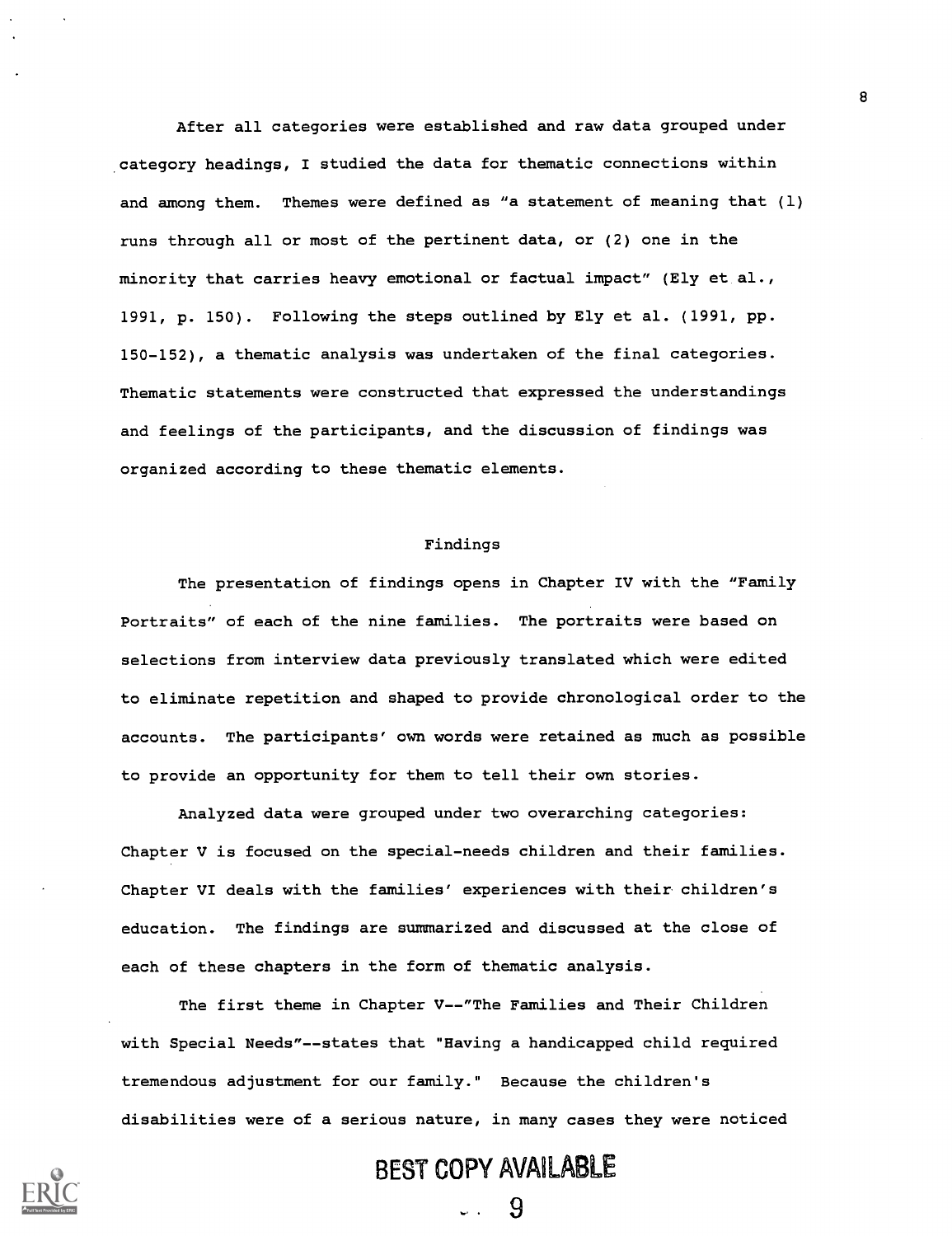After all categories were established and raw data grouped under category headings, I studied the data for thematic connections within and among them. Themes were defined as "a statement of meaning that (1) runs through all or most of the pertinent data, or (2) one in the minority that carries heavy emotional or factual impact" (Ely et al., 1991, p. 150). Following the steps outlined by Ely et al. (1991, pp. 150-152), a thematic analysis was undertaken of the final categories. Thematic statements were constructed that expressed the understandings and feelings of the participants, and the discussion of findings was organized according to these thematic elements.

## Findings

The presentation of findings opens in Chapter IV with the "Family Portraits" of each of the nine families. The portraits were based on selections from interview data previously translated which were edited to eliminate repetition and shaped to provide chronological order to the accounts. The participants' own words were retained as much as possible to provide an opportunity for them to tell their own stories.

Analyzed data were grouped under two overarching categories: Chapter V is focused on the special-needs children and their families. Chapter VI deals with the families' experiences with their children's education. The findings are summarized and discussed at the close of each of these chapters in the form of thematic analysis.

The first theme in Chapter V--"The Families and Their Children with Special Needs"--states that "Having a handicapped child required tremendous adjustment for our family." Because the children's disabilities were of a serious nature, in many cases they were noticed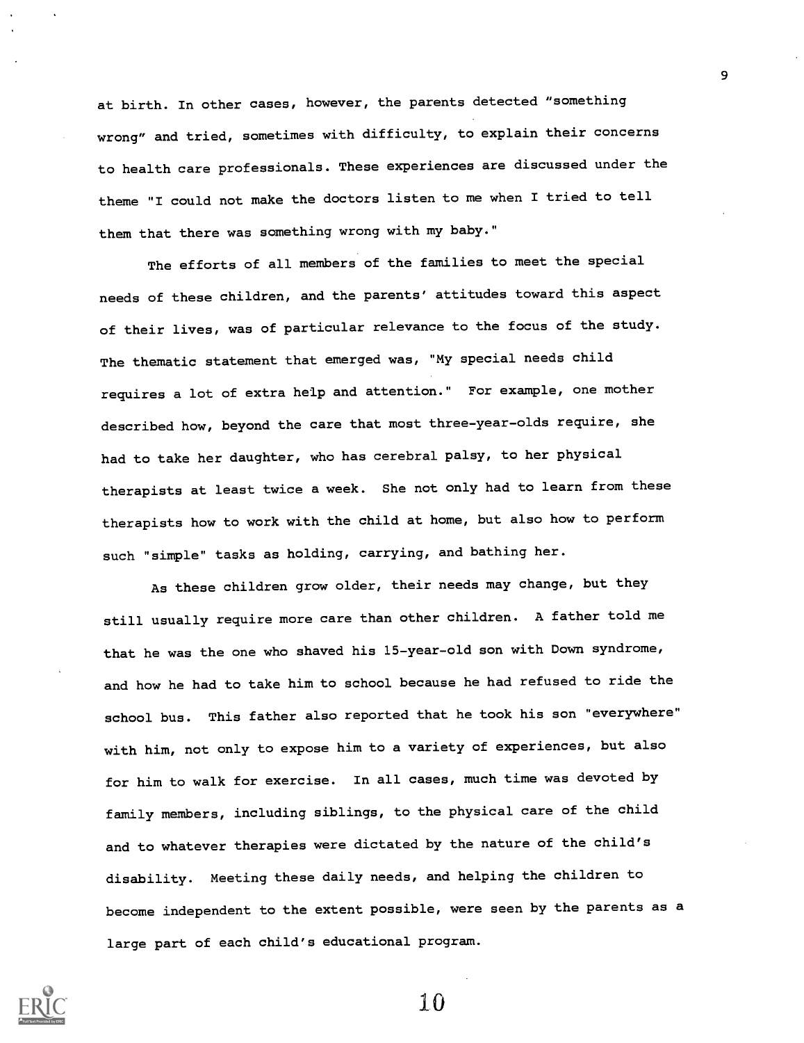at birth. In other cases, however, the parents detected "something wrong" and tried, sometimes with difficulty, to explain their concerns to health care professionals. These experiences are discussed under the theme "I could not make the doctors listen to me when I tried to tell them that there was something wrong with my baby."

The efforts of all members of the families to meet the special needs of these children, and the parents' attitudes toward this aspect of their lives, was of particular relevance to the focus of the study. The thematic statement that emerged was, "My special needs child requires a lot of extra help and attention." For example, one mother described how, beyond the care that most three-year-olds require, she had to take her daughter, who has cerebral palsy, to her physical therapists at least twice a week. She not only had to learn from these therapists how to work with the child at home, but also how to perform such "simple" tasks as holding, carrying, and bathing her.

As these children grow older, their needs may change, but they still usually require more care than other children. A father told me that he was the one who shaved his 15-year-old son with Down syndrome, and how he had to take him to school because he had refused to ride the school bus. This father also reported that he took his son "everywhere" with him, not only to expose him to a variety of experiences, but also for him to walk for exercise. In all cases, much time was devoted by family members, including siblings, to the physical care of the child and to whatever therapies were dictated by the nature of the child's disability. Meeting these daily needs, and helping the children to become independent to the extent possible, were seen by the parents as a large part of each child's educational program.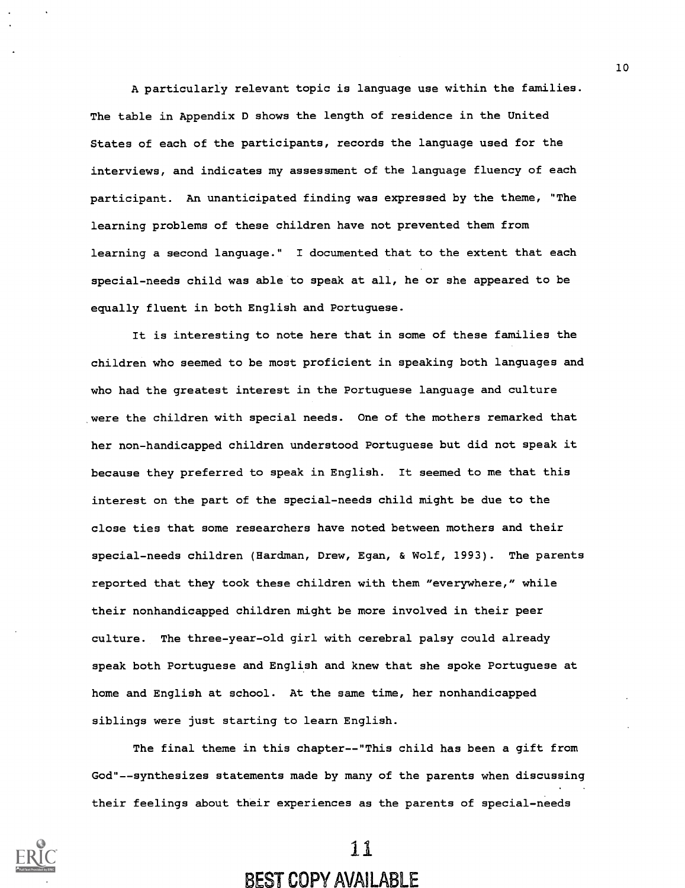A particularly relevant topic is language use within the families. The table in Appendix D shows the length of residence in the United States of each of the participants, records the language used for the interviews, and indicates my assessment of the language fluency of each participant. An unanticipated finding was expressed by the theme, "The learning problems of these children have not prevented them from learning a second language." I documented that to the extent that each special-needs child was able to speak at all, he or she appeared to be equally fluent in both English and Portuguese.

It is interesting to note here that in some of these families the children who seemed to be most proficient in speaking both languages and who had the greatest interest in the Portuguese language and culture were the children with special needs. One of the mothers remarked that her non-handicapped children understood Portuguese but did not speak it because they preferred to speak in English. It seemed to me that this interest on the part of the special-needs child might be due to the close ties that some researchers have noted between mothers and their special-needs children (Hardman, Drew, Egan, & Wolf, 1993). The parents reported that they took these children with them "everywhere," while their nonhandicapped children might be more involved in their peer culture. The three-year-old girl with cerebral palsy could already speak both Portuguese and English and knew that she spoke Portuguese at home and English at school. At the same time, her nonhandicapped siblings were just starting to learn English.

The final theme in this chapter--"This child has been a gift from God"--synthesizes statements made by many of the parents when discussing their feelings about their experiences as the parents of special-needs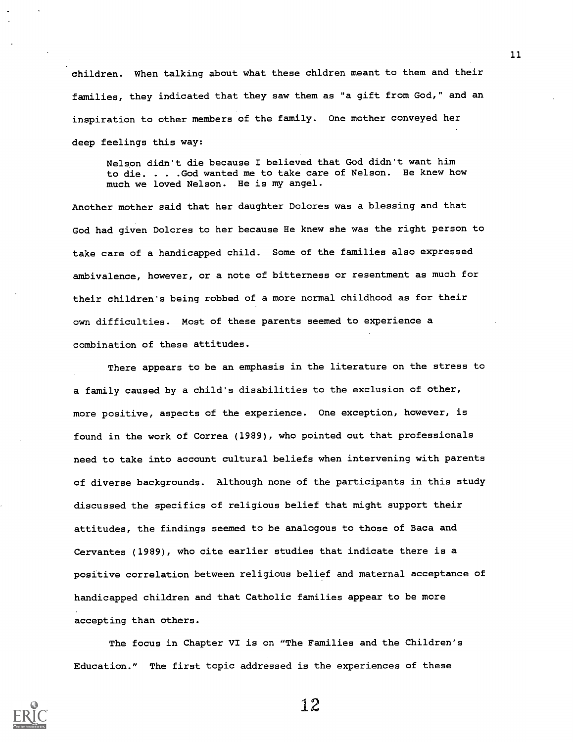children. When talking about what these chldren meant to them and their families, they indicated that they saw them as "a gift from God," and an inspiration to other members of the family. One mother conveyed her deep feelings this way:

> Nelson didn't die because I believed that God didn't want him to die. . . .God wanted me to take care of Nelson. He knew how much we loved Nelson. He is my angel.

Another mother said that her daughter Dolores was a blessing and that God had given Dolores to her because He knew she was the right person to take care of a handicapped child. Some of the families also expressed ambivalence, however, or a note of bitterness or resentment as much for their children's being robbed of a more normal childhood as for their own difficulties. Most of these parents seemed to experience a combination of these attitudes.

There appears to be an emphasis in the literature on the stress to a family caused by a child's disabilities to the exclusion of other, more positive, aspects of the experience. One exception, however, is found in the work of Correa (1989), who pointed out that professionals need to take into account cultural beliefs when intervening with parents of diverse backgrounds. Although none of the participants in this study discussed the specifics of religious belief that might support their attitudes, the findings seemed to be analogous to those of Baca and Cervantes (1989), who cite earlier studies that indicate there is a positive correlation between religious belief and maternal acceptance of handicapped children and that Catholic families appear to be more accepting than others.

The focus in Chapter VI is on "The Families and the Children's Education." The first topic addressed is the experiences of these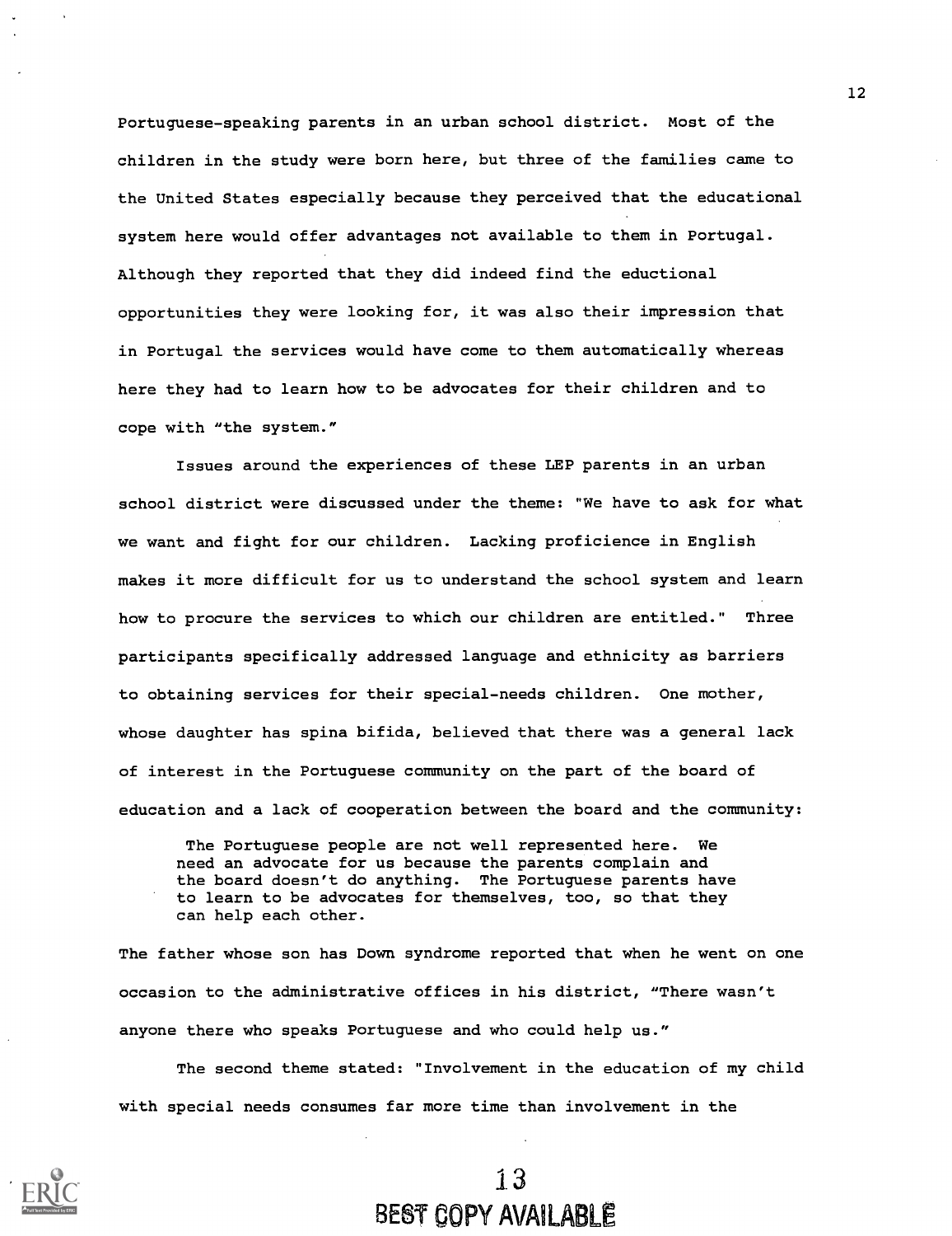Portuguese-speaking parents in an urban school district. Most of the children in the study were born here, but three of the families came to the United States especially because they perceived that the educational system here would offer advantages not available to them in Portugal. Although they reported that they did indeed find the eductional opportunities they were looking for, it was also their impression that in Portugal the services would have come to them automatically whereas here they had to learn how to be advocates for their children and to cope with "the system."

Issues around the experiences of these LEP parents in an urban school district were discussed under the theme: "We have to ask for what we want and fight for our children. Lacking proficience in English makes it more difficult for us to understand the school system and learn how to procure the services to which our children are entitled." Three participants specifically addressed language and ethnicity as barriers to obtaining services for their special-needs children. One mother, whose daughter has spina bifida, believed that there was a general lack of interest in the Portuguese community on the part of the board of education and a lack of cooperation between the board and the community:

> The Portuguese people are not well represented here. We need an advocate for us because the parents complain and the board doesn't do anything. The Portuguese parents have to learn to be advocates for themselves, too, so that they can help each other.

The father whose son has Down syndrome reported that when he went on one occasion to the administrative offices in his district, "There wasn't anyone there who speaks Portuguese and who could help us."

The second theme stated: "Involvement in the education of my child with special needs consumes far more time than involvement in the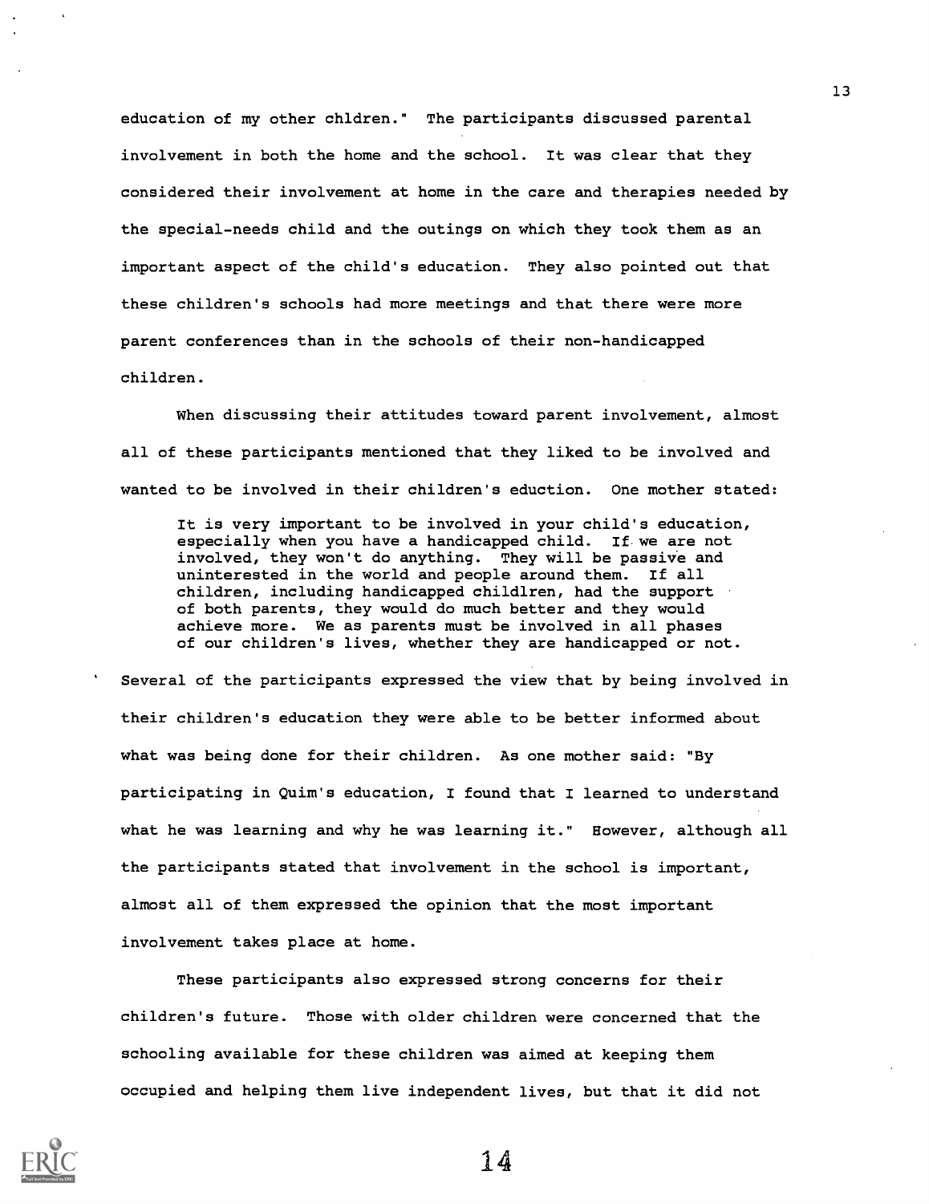education of my other chldren." The participants discussed parental involvement in both the home and the school. It was clear that they considered their involvement at home in the care and therapies needed by the special-needs child and the outings on which they took them as an important aspect of the child's education. They also pointed out that these children's schools had more meetings and that there were more parent conferences than in the schools of their non-handicapped children.

When discussing their attitudes toward parent involvement, almost all of these participants mentioned that they liked to be involved and wanted to be involved in their children's eduction. One mother stated:

> It is very important to be involved in your child's education, especially when you have a handicapped child. If we are not involved, they won't do anything. They will be passive and uninterested in the world and people around them. If all children, including handicapped childlren, had the support of both parents, they would do much better and they would achieve more. We as parents must be involved in all phases of our children's lives, whether they are handicapped or not.

Several of the participants expressed the view that by being involved in their children's education they were able to be better informed about what was being done for their children. As one mother said: "By participating in Quim's education, I found that I learned to understand what he was learning and why he was learning it." However, although all the participants stated that involvement in the school is important, almost all of them expressed the opinion that the most important involvement takes place at home.

These participants also expressed strong concerns for their children's future. Those with older children were concerned that the schooling available for these children was aimed at keeping them occupied and helping them live independent lives, but that it did not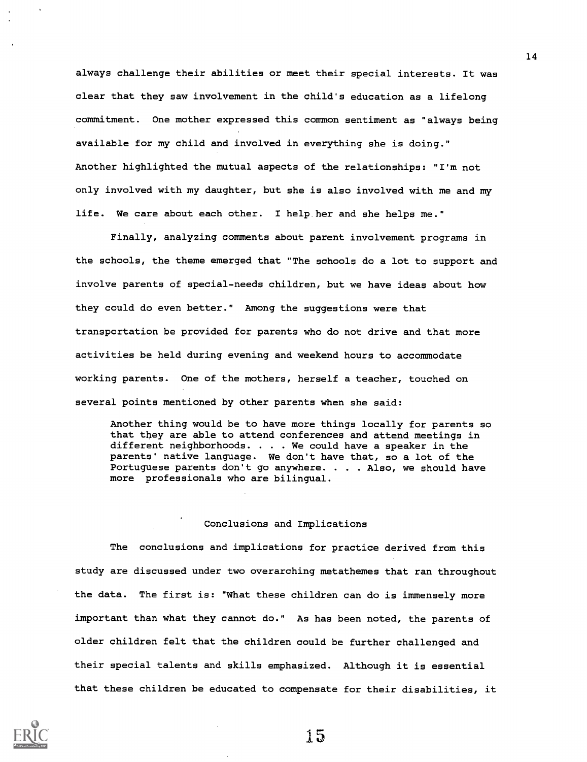always challenge their abilities or meet their special interests. It was clear that they saw involvement in the child's education as a lifelong commitment. One mother expressed this common sentiment as "always being available for my child and involved in everything she is doing." Another highlighted the mutual aspects of the relationships: "I'm not only involved with my daughter, but she is also involved with me and my life. We care about each other. I help her and she helps me."

Finally, analyzing comments about parent involvement programs in the schools, the theme emerged that "The schools do a lot to support and involve parents of special-needs children, but we have ideas about how they could do even better." Among the suggestions were that transportation be provided for parents who do not drive and that more activities be held during evening and weekend hours to accommodate working parents. One of the mothers, herself a teacher, touched on several points mentioned by other parents when she said:

> Another thing would be to have more things locally for parents so that they are able to attend conferences and attend meetings in different neighborhoods. . . . We could have a speaker in the parents' native language. We don't have that, so a lot of the Portuguese parents don't go anywhere. . . . Also, we should have more professionals who are bilingual.

## Conclusions and Implications

The conclusions and implications for practice derived from this study are discussed under two overarching metathemes that ran throughout the data. The first is: "What these children can do is immensely more important than what they cannot do." As has been noted, the parents of older children felt that the children could be further challenged and their special talents and skills emphasized. Although it is essential that these children be educated to compensate for their disabilities, it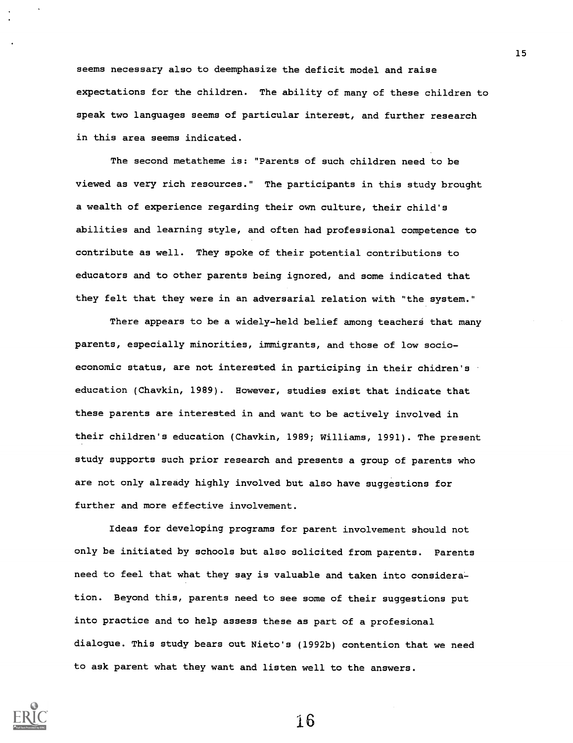seems necessary also to deemphasize the deficit model and raise expectations for the children. The ability of many of these children to speak two languages seems of particular interest, and further research in this area seems indicated.

The second metatheme is: "Parents of such children need to be viewed as very rich resources." The participants in this study brought a wealth of experience regarding their own culture, their child's abilities and learning style, and often had professional competence to contribute as well. They spoke of their potential contributions to educators and to other parents being ignored, and some indicated that they felt that they were in an adversarial relation with "the system."

There appears to be a widely-held belief among teachers that many parents, especially minorities, immigrants, and those of low socio-economic status, are not interested in participing in their chidren's education (Chavkin, 1989). However, studies exist that indicate that these parents are interested in and want to be actively involved in their children's education (Chavkin, 1989; Williams, 1991). The present study supports such prior research and presents a group of parents who are not only already highly involved but also have suggestions for further and more effective involvement.

Ideas for developing programs for parent involvement should not only be initiated by schools but also solicited from parents. Parents need to feel that what they say is valuable and taken into consideration. Beyond this, parents need to see some of their suggestions put into practice and to help assess these as part of a profesional dialogue. This study bears out Nieto's (1992b) contention that we need to ask parent what they want and listen well to the answers.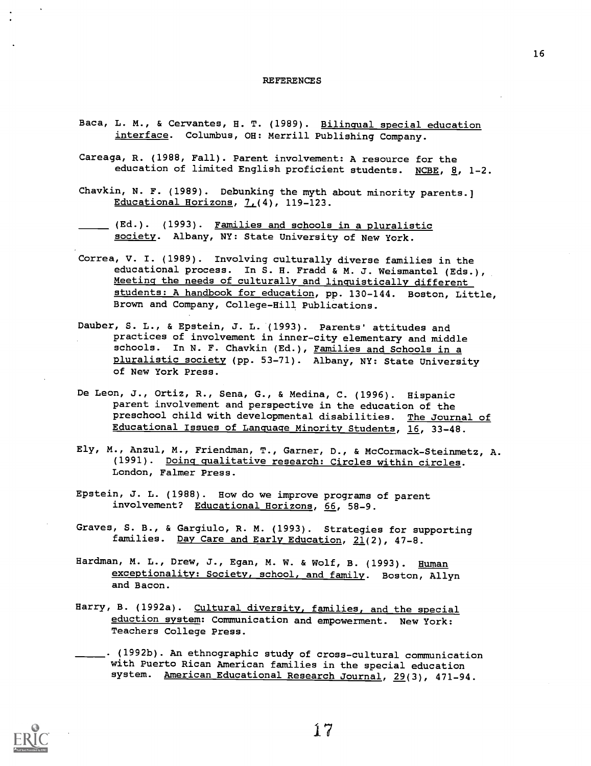# REFERENCES

Baca, L. M., & Cervantes, H. T. (1989). Bilingual special education interface. Columbus, OH: Merrill Publishing Company.

Careaga, R. (1988, Fall). Parent involvement: A resource for the education of limited English proficient students. NCBE, 8, 1-2.

Chavkin, N. F. (1989). Debunking the myth about minority parents.] Educational Horizons, 7,(4), 119-123.

_____ (Ed.). (1993). Families and schools in a pluralistic society. Albany, NY: State University of New York.

Correa, V. I. (1989). Involving culturally diverse families in the educational process. In S. H. Fradd & M. J. Weismantel (Eds.), Meeting the needs of culturally and linguistically different students: A handbook for education, pp. 130-144. Boston, Little, Brown and Company, College-Hill Publications.

Dauber, S. L., & Epstein, J. L. (1993). Parents' attitudes and practices of involvement in inner-city elementary and middle schools. In N. F. Chavkin (Ed.), Families and Schools in a pluralistic society (pp. 53-71). Albany, NY: State University of New York Press.

De Leon, J., Ortiz, R., Sena, G., & Medina, C. (1996). Hispanic parent involvement and perspective in the education of the preschool child with developmental disabilities. The Journal of Educational Issues of Language Minority Students, 16, 33-48.

Ely, M., Anzul, M., Friendman, T., Garner, D., & McCormack-Steinmetz, A. (1991). Doing qualitative research: Circles within circles. London, Falmer Press.

Epstein, J. L. (1988). How do we improve programs of parent involvement? Educational Horizons, 66, 58-9.

Graves, S. B., & Gargiulo, R. M. (1993). Strategies for supporting families. Day Care and Early Education, 21(2), 47-8.

Hardman, M. L., Drew, J., Egan, M. W. & Wolf, B. (1993). Human exceptionality: Society, school, and family. Boston, Allyn and Bacon.

Harry, B. (1992a). Cultural diversity, families, and the special eduction system: Communication and empowerment. New York: Teachers College Press.

_____. (1992b). An ethnographic study of cross-cultural communication with Puerto Rican American families in the special education system. American Educational Research Journal, 29(3), 471-94.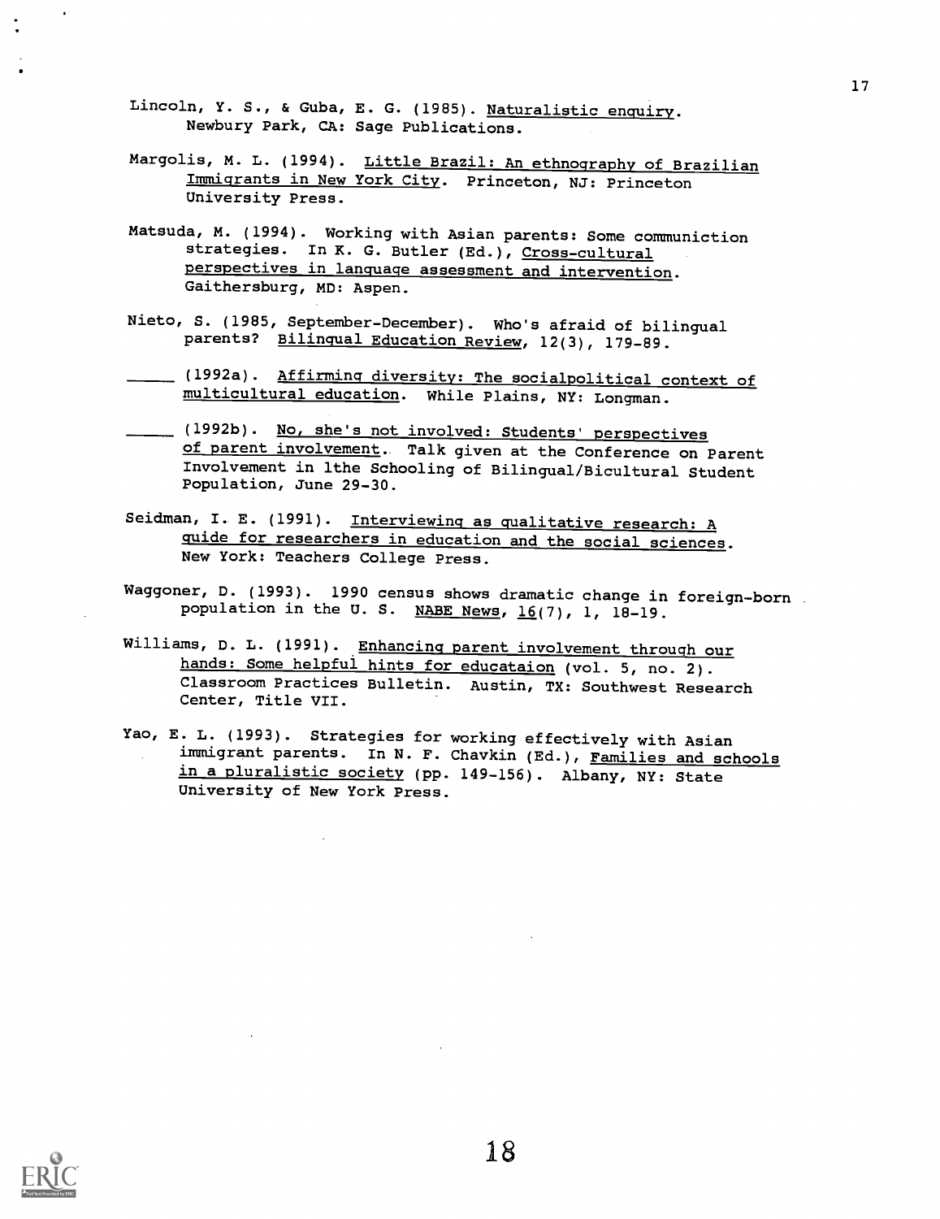Lincoln, Y. S., & Guba, E. G. (1985). Naturalistic enquiry. Newbury Park, CA: Sage Publications.

Margolis, M. L. (1994). Little Brazil: An ethnography of Brazilian Immigrants in New York City. Princeton, NJ: Princeton University Press.

Matsuda, M. (1994). Working with Asian parents: Some communiction strategies. In K. G. Butler (Ed.), Cross-cultural perspectives in language assessment and intervention. Gaithersburg, MD: Aspen.

Nieto, S. (1985, September-December). Who's afraid of bilingual parents? Bilingual Education Review, 12(3), 179-89.

_____ (1992a). Affirming diversity: The socialpolitical context of multicultural education. While Plains, NY: Longman.

_____ (1992b). No, she's not involved: Students' perspectives of parent involvement. Talk given at the Conference on Parent Involvement in lthe Schooling of Bilingual/Bicultural Student Population, June 29-30.

Seidman, I. E. (1991). Interviewing as qualitative research: A guide for researchers in education and the social sciences. New York: Teachers College Press.

Waggoner, D. (1993). 1990 census shows dramatic change in foreign-born population in the U. S. NABE News, 16(7), 1, 18-19.

Williams, D. L. (1991). Enhancing parent involvement through our hands: Some helpful hints for educataion (vol. 5, no. 2). Classroom Practices Bulletin. Austin, TX: Southwest Research Center, Title VII.

Yao, E. L. (1993). Strategies for working effectively with Asian immigrant parents. In N. F. Chavkin (Ed.), Families and schools in a pluralistic society (pp. 149-156). Albany, NY: State University of New York Press.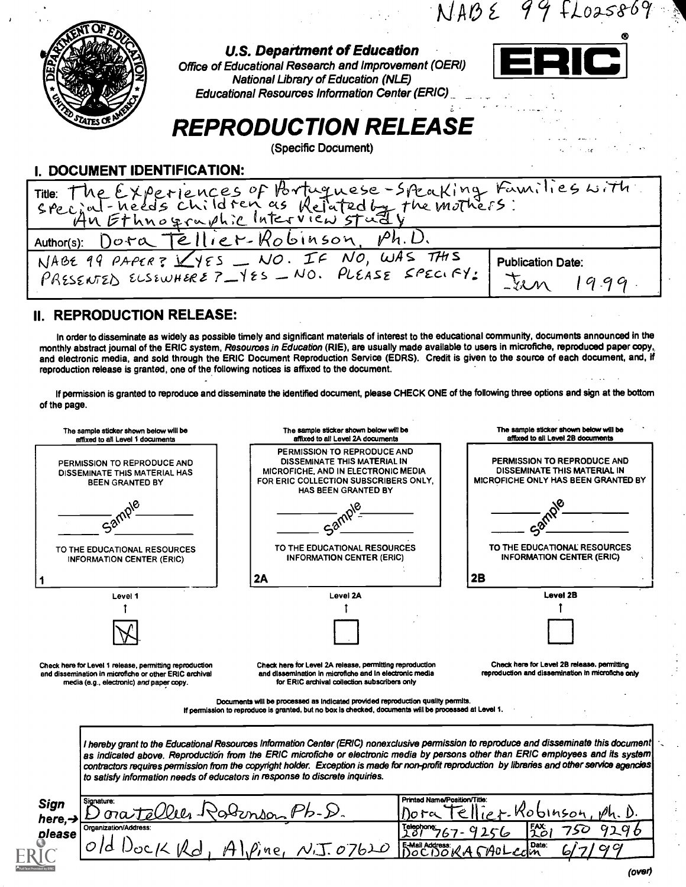NABE 99 FL025869

U.S. Department of Education
Office of Educational Research and Improvement (OERI)
National Library of Education (NLE)
Educational Resources Information Center (ERIC)

ERIC®

# REPRODUCTION RELEASE

(Specific Document)

## I. DOCUMENT IDENTIFICATION:

Title: The Experiences of Portuguese-Speaking Families with Special-needs Children as Related by the Mothers: An Ethnographic Interview Study

Author(s): Dora Tellier-Robinson, Ph.D.

NABE 99 PAPER? ✓ YES _ NO. IF NO, WAS THIS PRESENTED ELSEWHERE? _YES _ NO. PLEASE SPECIFY:

Publication Date: Jan 1999

## II. REPRODUCTION RELEASE:

In order to disseminate as widely as possible timely and significant materials of interest to the educational community, documents announced in the monthly abstract journal of the ERIC system, *Resources in Education* (RIE), are usually made available to users in microfiche, reproduced paper copy, and electronic media, and sold through the ERIC Document Reproduction Service (EDRS). Credit is given to the source of each document, and, if reproduction release is granted, one of the following notices is affixed to the document.

If permission is granted to reproduce and disseminate the identified document, please CHECK ONE of the following three options and sign at the bottom of the page.

| The sample sticker shown below will be affixed to all Level 1 documents | The sample sticker shown below will be affixed to all Level 2A documents | The sample sticker shown below will be affixed to all Level 2B documents |
|---|---|---|
| PERMISSION TO REPRODUCE AND DISSEMINATE THIS MATERIAL HAS BEEN GRANTED BY _____ Sample _____ TO THE EDUCATIONAL RESOURCES INFORMATION CENTER (ERIC) | PERMISSION TO REPRODUCE AND DISSEMINATE THIS MATERIAL IN MICROFICHE, AND IN ELECTRONIC MEDIA FOR ERIC COLLECTION SUBSCRIBERS ONLY, HAS BEEN GRANTED BY _____ Sample _____ TO THE EDUCATIONAL RESOURCES INFORMATION CENTER (ERIC) | PERMISSION TO REPRODUCE AND DISSEMINATE THIS MATERIAL IN MICROFICHE ONLY HAS BEEN GRANTED BY _____ Sample _____ TO THE EDUCATIONAL RESOURCES INFORMATION CENTER (ERIC) |
| 1 | 2A | 2B |
| Level 1 | Level 2A | Level 2B |
| [X] | [ ] | [ ] |
| Check here for Level 1 release, permitting reproduction and dissemination in microfiche or other ERIC archival media (e.g., electronic) *and* paper copy. | Check here for Level 2A release, permitting reproduction and dissemination in microfiche and in electronic media for ERIC archival collection subscribers only | Check here for Level 2B release, permitting reproduction and dissemination in microfiche only |

Documents will be processed as indicated provided reproduction quality permits.
If permission to reproduce is granted, but no box is checked, documents will be processed at Level 1.

*I hereby grant to the Educational Resources Information Center (ERIC) nonexclusive permission to reproduce and disseminate this document as indicated above. Reproduction from the ERIC microfiche or electronic media by persons other than ERIC employees and its system contractors requires permission from the copyright holder. Exception is made for non-profit reproduction by libraries and other service agencies to satisfy information needs of educators in response to discrete inquiries.*

**Sign here, → please**

| Signature: Dora Tellier-Robinson, Ph.D. | Printed Name/Position/Title: Dora Tellier-Robinson, Ph.D. | |
|---|---|---|
| Organization/Address: Old Dock Rd, Alpine, N.J. 07620 | Telephone: 201 767-9256 | FAX: 201 750 9296 |
| | E-Mail Address: DOCDORAS@AOL.com | Date: 6/7/99 |

(over)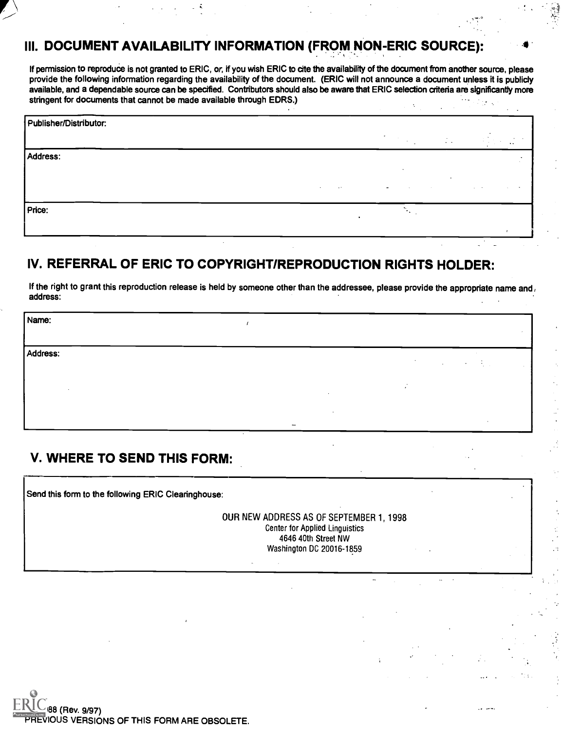## III. DOCUMENT AVAILABILITY INFORMATION (FROM NON-ERIC SOURCE):

If permission to reproduce is not granted to ERIC, or, if you wish ERIC to cite the availability of the document from another source, please provide the following information regarding the availability of the document. (ERIC will not announce a document unless it is publicly available, and a dependable source can be specified. Contributors should also be aware that ERIC selection criteria are significantly more stringent for documents that cannot be made available through EDRS.)

Publisher/Distributor:

Address:

Price:

## IV. REFERRAL OF ERIC TO COPYRIGHT/REPRODUCTION RIGHTS HOLDER:

If the right to grant this reproduction release is held by someone other than the addressee, please provide the appropriate name and address:

Name:

Address:

## V. WHERE TO SEND THIS FORM:

Send this form to the following ERIC Clearinghouse:

OUR NEW ADDRESS AS OF SEPTEMBER 1, 1998
Center for Applied Linguistics
4646 40th Street NW
Washington DC 20016-1859

88 (Rev. 9/97)
PREVIOUS VERSIONS OF THIS FORM ARE OBSOLETE.